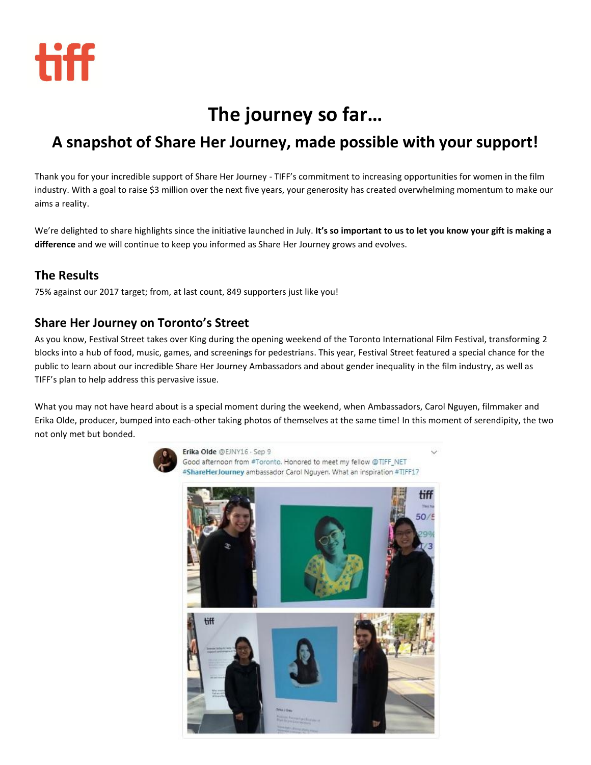# The journey so far…

## A snapshot of Share Her Journey, made possible with your support!

Thank you for your incredible support of Share Her Journey - TIFF's commitment to increasing opportunities for women in the film industry. With a goal to raise $3 million over the next five years, your generosity has created overwhelming momentum to make our aims a reality.

We're delighted to share highlights since the initiative launched in July. **It's so important to us to let you know your gift is making a difference** and we will continue to keep you informed as Share Her Journey grows and evolves.

### The Results

75% against our 2017 target; from, at last count, 849 supporters just like you!

### Share Her Journey on Toronto's Street

As you know, Festival Street takes over King during the opening weekend of the Toronto International Film Festival, transforming 2 blocks into a hub of food, music, games, and screenings for pedestrians. This year, Festival Street featured a special chance for the public to learn about our incredible Share Her Journey Ambassadors and about gender inequality in the film industry, as well as TIFF's plan to help address this pervasive issue.

What you may not have heard about is a special moment during the weekend, when Ambassadors, Carol Nguyen, filmmaker and Erika Olde, producer, bumped into each-other taking photos of themselves at the same time! In this moment of serendipity, the two not only met but bonded.

Erika Olde @EJNY16 · Sep 9
Good afternoon from #Toronto. Honored to meet my fellow @TIFF_NET #ShareHerJourney ambassador Carol Nguyen. What an inspiration #TIFF17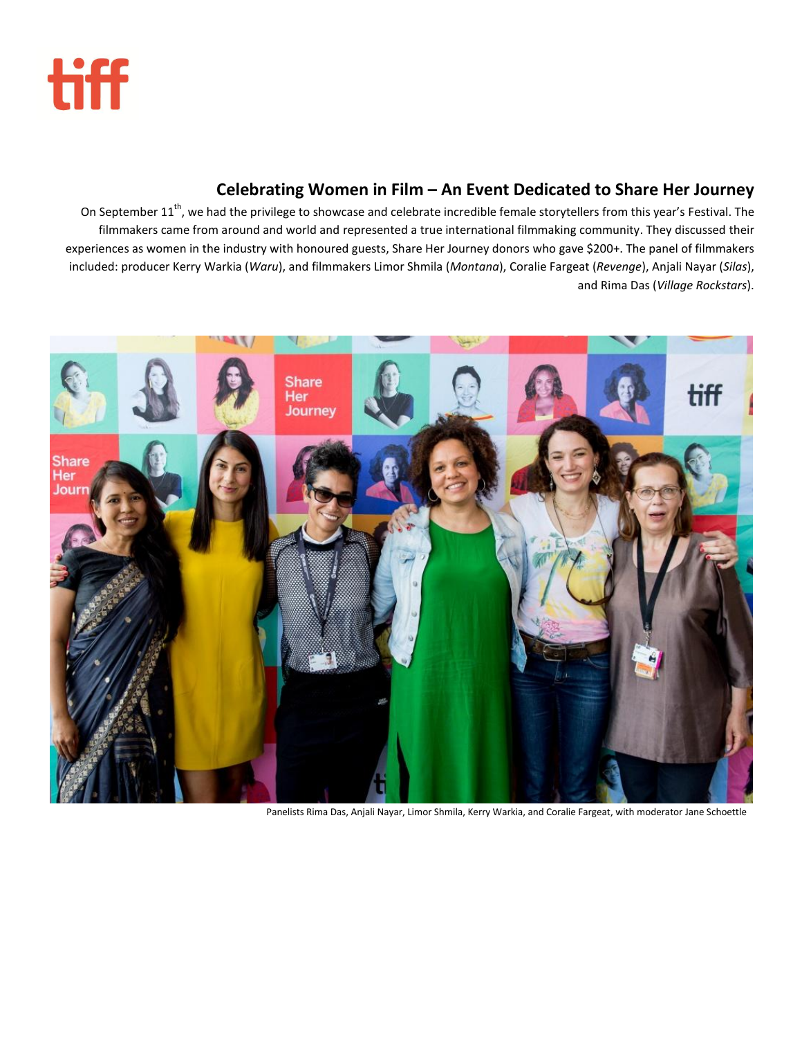## Celebrating Women in Film – An Event Dedicated to Share Her Journey

On September 11th, we had the privilege to showcase and celebrate incredible female storytellers from this year's Festival. The filmmakers came from around and world and represented a true international filmmaking community. They discussed their experiences as women in the industry with honoured guests, Share Her Journey donors who gave $200+. The panel of filmmakers included: producer Kerry Warkia (*Waru*), and filmmakers Limor Shmila (*Montana*), Coralie Fargeat (*Revenge*), Anjali Nayar (*Silas*), and Rima Das (*Village Rockstars*).

Panelists Rima Das, Anjali Nayar, Limor Shmila, Kerry Warkia, and Coralie Fargeat, with moderator Jane Schoettle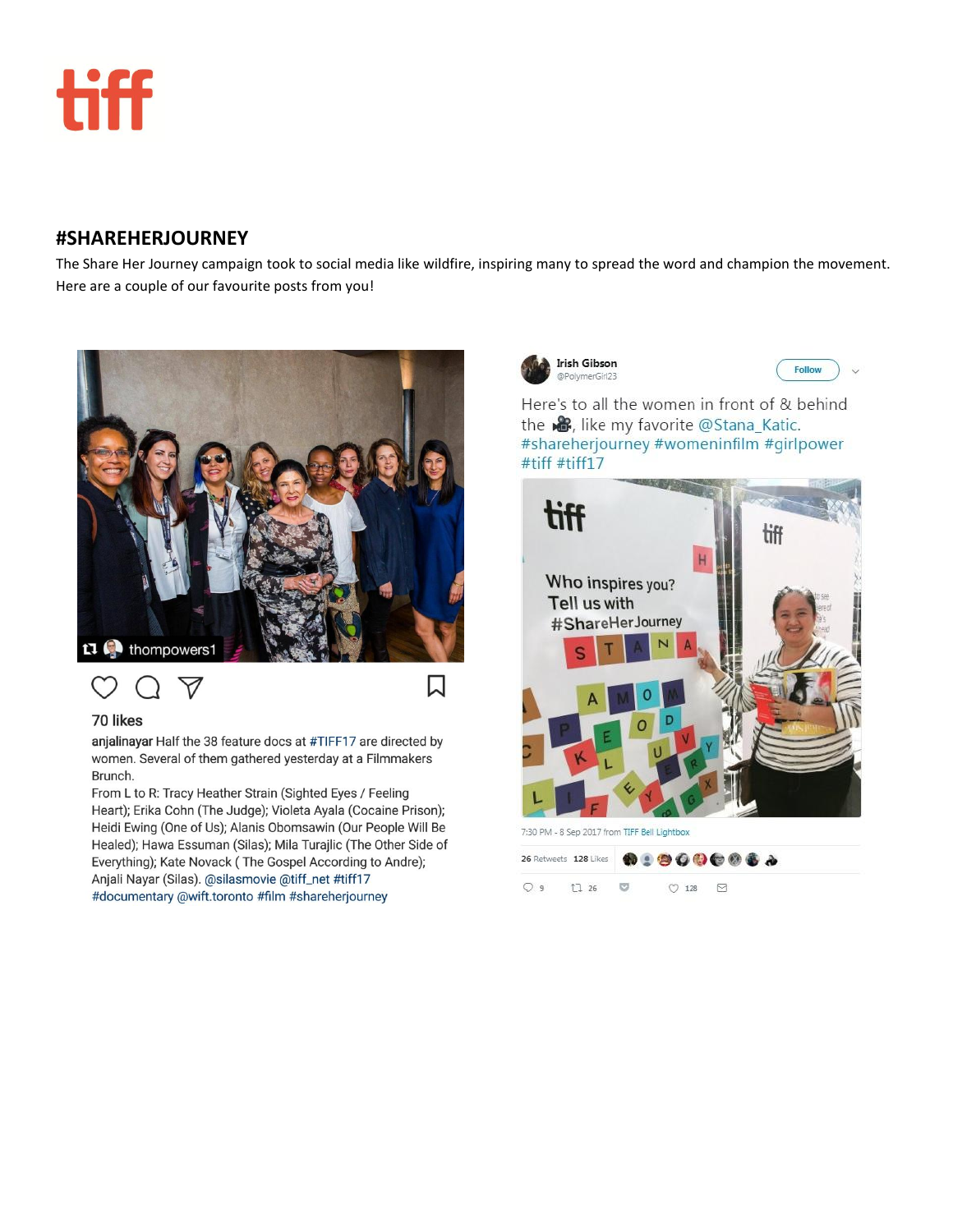tiff

## #SHAREHERJOURNEY

The Share Her Journey campaign took to social media like wildfire, inspiring many to spread the word and champion the movement. Here are a couple of our favourite posts from you!

thompowers1

70 likes

**anjalinayar** Half the 38 feature docs at #TIFF17 are directed by women. Several of them gathered yesterday at a Filmmakers Brunch.
From L to R: Tracy Heather Strain (Sighted Eyes / Feeling Heart); Erika Cohn (The Judge); Violeta Ayala (Cocaine Prison); Heidi Ewing (One of Us); Alanis Obomsawin (Our People Will Be Healed); Hawa Essuman (Silas); Mila Turajlic (The Other Side of Everything); Kate Novack ( The Gospel According to Andre); Anjali Nayar (Silas). @silasmovie @tiff_net #tiff17 #documentary @wift.toronto #film #shareherjourney

**Irish Gibson** @PolymerGirl23

Follow

Here's to all the women in front of & behind the 🎥, like my favorite @Stana_Katic. #shareherjourney #womeninfilm #girlpower #tiff #tiff17

tiff

Who inspires you? Tell us with #ShareHerJourney

STANA

7:30 PM - 8 Sep 2017 from TIFF Bell Lightbox

26 Retweets 128 Likes

9 26 128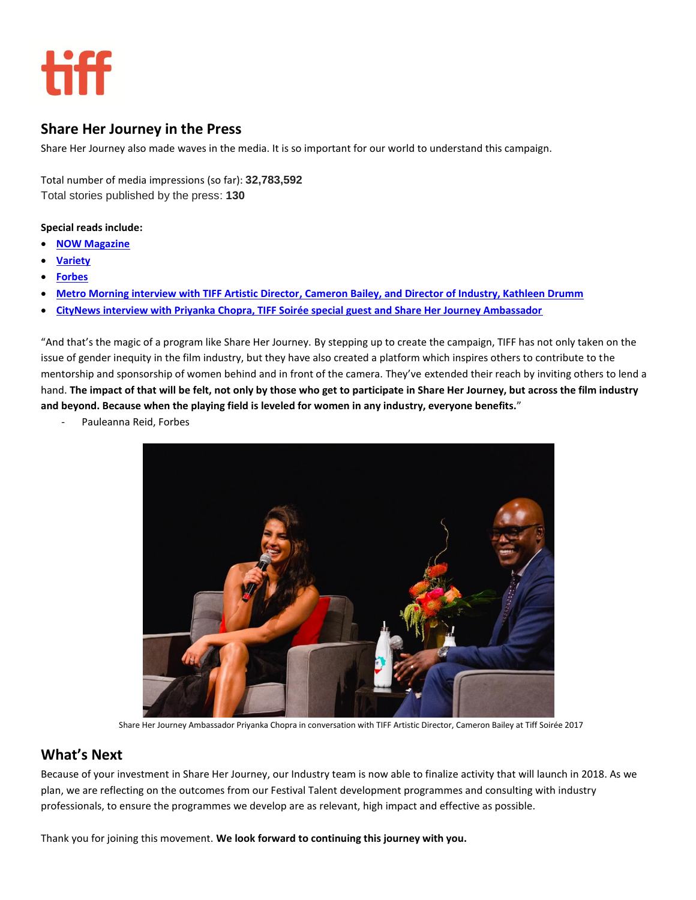## Share Her Journey in the Press

Share Her Journey also made waves in the media. It is so important for our world to understand this campaign.

Total number of media impressions (so far): **32,783,592**
Total stories published by the press: **130**

**Special reads include:**

- **NOW Magazine**
- **Variety**
- **Forbes**
- **Metro Morning interview with TIFF Artistic Director, Cameron Bailey, and Director of Industry, Kathleen Drumm**
- **CityNews interview with Priyanka Chopra, TIFF Soirée special guest and Share Her Journey Ambassador**

"And that's the magic of a program like Share Her Journey. By stepping up to create the campaign, TIFF has not only taken on the issue of gender inequity in the film industry, but they have also created a platform which inspires others to contribute to the mentorship and sponsorship of women behind and in front of the camera. They've extended their reach by inviting others to lend a hand. **The impact of that will be felt, not only by those who get to participate in Share Her Journey, but across the film industry and beyond. Because when the playing field is leveled for women in any industry, everyone benefits.**"

- Pauleanna Reid, Forbes

Share Her Journey Ambassador Priyanka Chopra in conversation with TIFF Artistic Director, Cameron Bailey at Tiff Soirée 2017

## What's Next

Because of your investment in Share Her Journey, our Industry team is now able to finalize activity that will launch in 2018. As we plan, we are reflecting on the outcomes from our Festival Talent development programmes and consulting with industry professionals, to ensure the programmes we develop are as relevant, high impact and effective as possible.

Thank you for joining this movement. **We look forward to continuing this journey with you.**